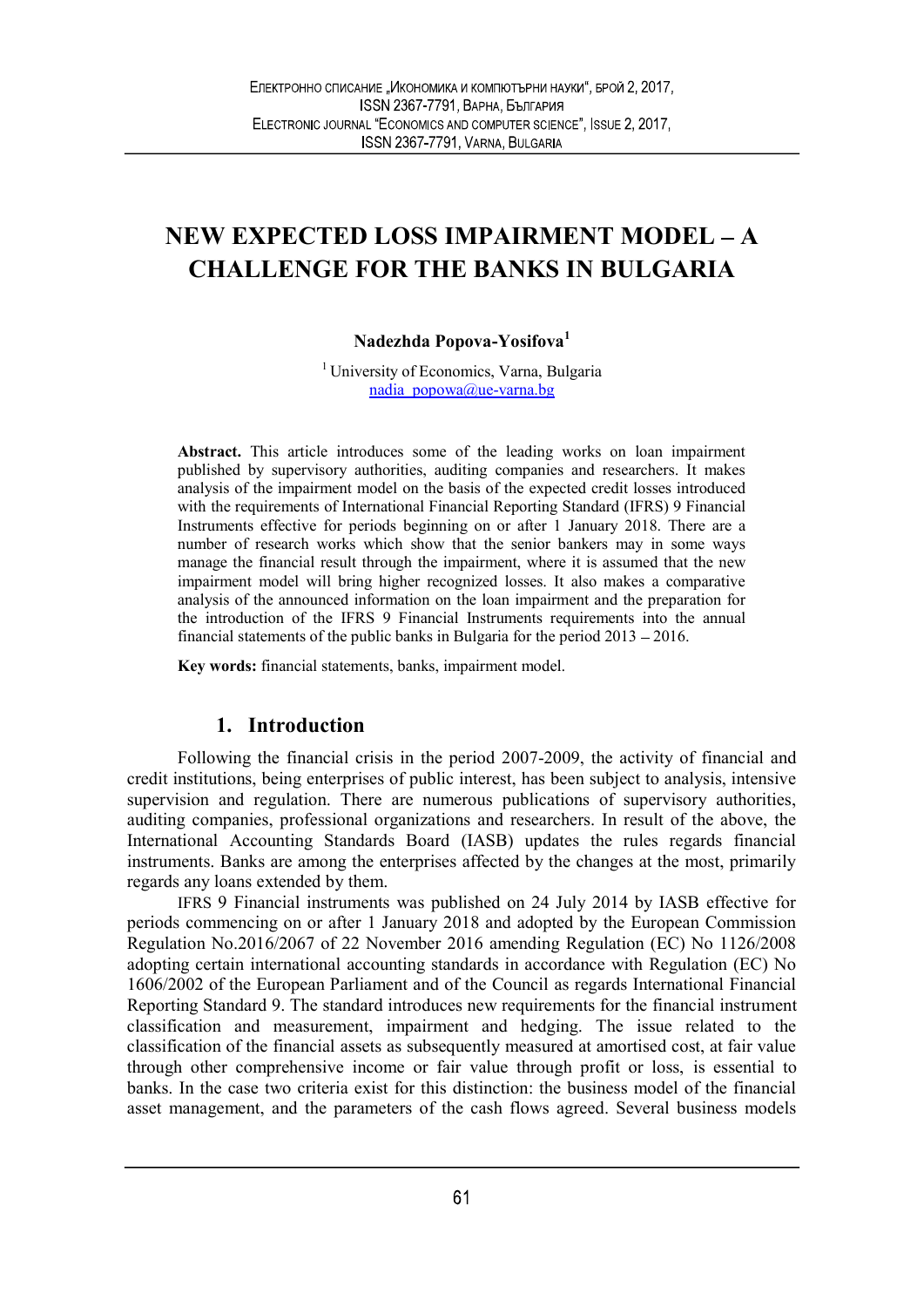# NEW EXPECTED LOSS IMPAIRMENT MODEL – A CHALLENGE FOR THE BANKS IN BULGARIA

**Nadezhda Popova-Yosifova**[1]

[1] University of Economics, Varna, Bulgaria
nadia_popowa@ue-varna.bg

**Abstract.** This article introduces some of the leading works on loan impairment published by supervisory authorities, auditing companies and researchers. It makes analysis of the impairment model on the basis of the expected credit losses introduced with the requirements of International Financial Reporting Standard (IFRS) 9 Financial Instruments effective for periods beginning on or after 1 January 2018. There are a number of research works which show that the senior bankers may in some ways manage the financial result through the impairment, where it is assumed that the new impairment model will bring higher recognized losses. It also makes a comparative analysis of the announced information on the loan impairment and the preparation for the introduction of the IFRS 9 Financial Instruments requirements into the annual financial statements of the public banks in Bulgaria for the period 2013 – 2016.

**Key words:** financial statements, banks, impairment model.

## 1. Introduction

Following the financial crisis in the period 2007-2009, the activity of financial and credit institutions, being enterprises of public interest, has been subject to analysis, intensive supervision and regulation. There are numerous publications of supervisory authorities, auditing companies, professional organizations and researchers. In result of the above, the International Accounting Standards Board (IASB) updates the rules regards financial instruments. Banks are among the enterprises affected by the changes at the most, primarily regards any loans extended by them.

IFRS 9 Financial instruments was published on 24 July 2014 by IASB effective for periods commencing on or after 1 January 2018 and adopted by the European Commission Regulation No.2016/2067 of 22 November 2016 amending Regulation (EC) No 1126/2008 adopting certain international accounting standards in accordance with Regulation (EC) No 1606/2002 of the European Parliament and of the Council as regards International Financial Reporting Standard 9. The standard introduces new requirements for the financial instrument classification and measurement, impairment and hedging. The issue related to the classification of the financial assets as subsequently measured at amortised cost, at fair value through other comprehensive income or fair value through profit or loss, is essential to banks. In the case two criteria exist for this distinction: the business model of the financial asset management, and the parameters of the cash flows agreed. Several business models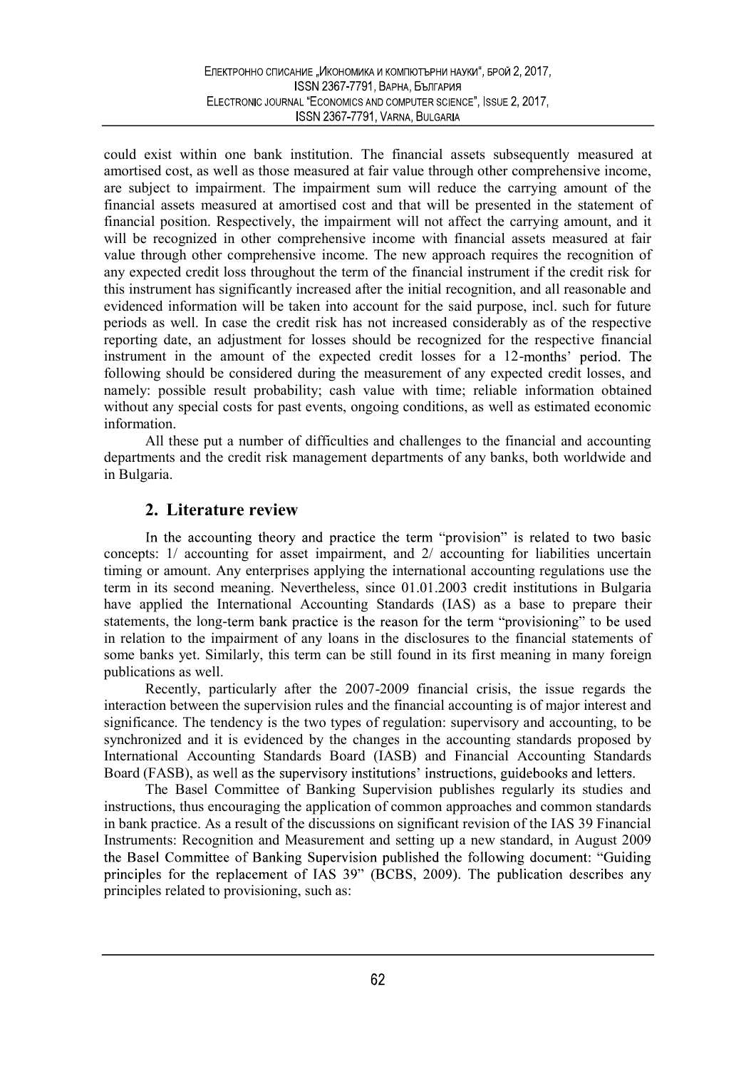could exist within one bank institution. The financial assets subsequently measured at amortised cost, as well as those measured at fair value through other comprehensive income, are subject to impairment. The impairment sum will reduce the carrying amount of the financial assets measured at amortised cost and that will be presented in the statement of financial position. Respectively, the impairment will not affect the carrying amount, and it will be recognized in other comprehensive income with financial assets measured at fair value through other comprehensive income. The new approach requires the recognition of any expected credit loss throughout the term of the financial instrument if the credit risk for this instrument has significantly increased after the initial recognition, and all reasonable and evidenced information will be taken into account for the said purpose, incl. such for future periods as well. In case the credit risk has not increased considerably as of the respective reporting date, an adjustment for losses should be recognized for the respective financial instrument in the amount of the expected credit losses for a 12-months' period. The following should be considered during the measurement of any expected credit losses, and namely: possible result probability; cash value with time; reliable information obtained without any special costs for past events, ongoing conditions, as well as estimated economic information.

All these put a number of difficulties and challenges to the financial and accounting departments and the credit risk management departments of any banks, both worldwide and in Bulgaria.

## 2. Literature review

In the accounting theory and practice the term "provision" is related to two basic concepts: 1/ accounting for asset impairment, and 2/ accounting for liabilities uncertain timing or amount. Any enterprises applying the international accounting regulations use the term in its second meaning. Nevertheless, since 01.01.2003 credit institutions in Bulgaria have applied the International Accounting Standards (IAS) as a base to prepare their statements, the long-term bank practice is the reason for the term "provisioning" to be used in relation to the impairment of any loans in the disclosures to the financial statements of some banks yet. Similarly, this term can be still found in its first meaning in many foreign publications as well.

Recently, particularly after the 2007-2009 financial crisis, the issue regards the interaction between the supervision rules and the financial accounting is of major interest and significance. The tendency is the two types of regulation: supervisory and accounting, to be synchronized and it is evidenced by the changes in the accounting standards proposed by International Accounting Standards Board (IASB) and Financial Accounting Standards Board (FASB), as well as the supervisory institutions' instructions, guidebooks and letters.

The Basel Committee of Banking Supervision publishes regularly its studies and instructions, thus encouraging the application of common approaches and common standards in bank practice. As a result of the discussions on significant revision of the IAS 39 Financial Instruments: Recognition and Measurement and setting up a new standard, in August 2009 the Basel Committee of Banking Supervision published the following document: "Guiding principles for the replacement of IAS 39" (BCBS, 2009). The publication describes any principles related to provisioning, such as: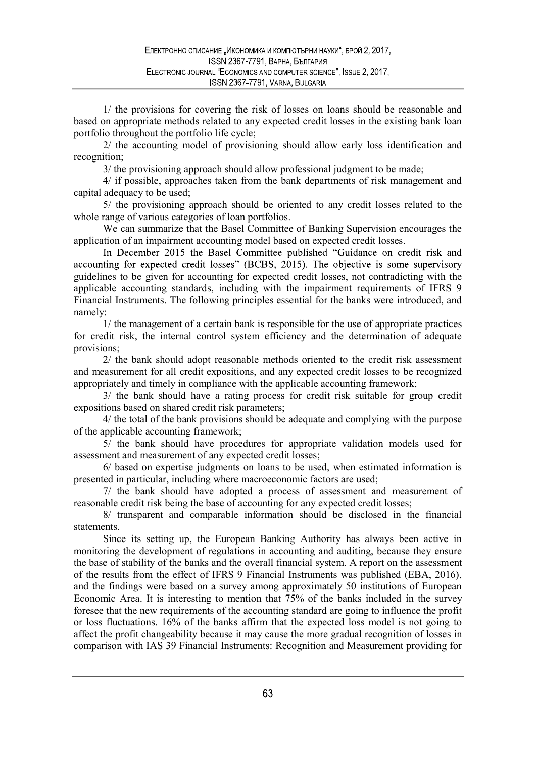1/ the provisions for covering the risk of losses on loans should be reasonable and based on appropriate methods related to any expected credit losses in the existing bank loan portfolio throughout the portfolio life cycle;

2/ the accounting model of provisioning should allow early loss identification and recognition;

3/ the provisioning approach should allow professional judgment to be made;

4/ if possible, approaches taken from the bank departments of risk management and capital adequacy to be used;

5/ the provisioning approach should be oriented to any credit losses related to the whole range of various categories of loan portfolios.

We can summarize that the Basel Committee of Banking Supervision encourages the application of an impairment accounting model based on expected credit losses.

In December 2015 the Basel Committee published "Guidance on credit risk and accounting for expected credit losses" (BCBS, 2015). The objective is some supervisory guidelines to be given for accounting for expected credit losses, not contradicting with the applicable accounting standards, including with the impairment requirements of IFRS 9 Financial Instruments. The following principles essential for the banks were introduced, and namely:

1/ the management of a certain bank is responsible for the use of appropriate practices for credit risk, the internal control system efficiency and the determination of adequate provisions;

2/ the bank should adopt reasonable methods oriented to the credit risk assessment and measurement for all credit expositions, and any expected credit losses to be recognized appropriately and timely in compliance with the applicable accounting framework;

3/ the bank should have a rating process for credit risk suitable for group credit expositions based on shared credit risk parameters;

4/ the total of the bank provisions should be adequate and complying with the purpose of the applicable accounting framework;

5/ the bank should have procedures for appropriate validation models used for assessment and measurement of any expected credit losses;

6/ based on expertise judgments on loans to be used, when estimated information is presented in particular, including where macroeconomic factors are used;

7/ the bank should have adopted a process of assessment and measurement of reasonable credit risk being the base of accounting for any expected credit losses;

8/ transparent and comparable information should be disclosed in the financial statements.

Since its setting up, the European Banking Authority has always been active in monitoring the development of regulations in accounting and auditing, because they ensure the base of stability of the banks and the overall financial system. A report on the assessment of the results from the effect of IFRS 9 Financial Instruments was published (EBA, 2016), and the findings were based on a survey among approximately 50 institutions of European Economic Area. It is interesting to mention that 75% of the banks included in the survey foresee that the new requirements of the accounting standard are going to influence the profit or loss fluctuations. 16% of the banks affirm that the expected loss model is not going to affect the profit changeability because it may cause the more gradual recognition of losses in comparison with IAS 39 Financial Instruments: Recognition and Measurement providing for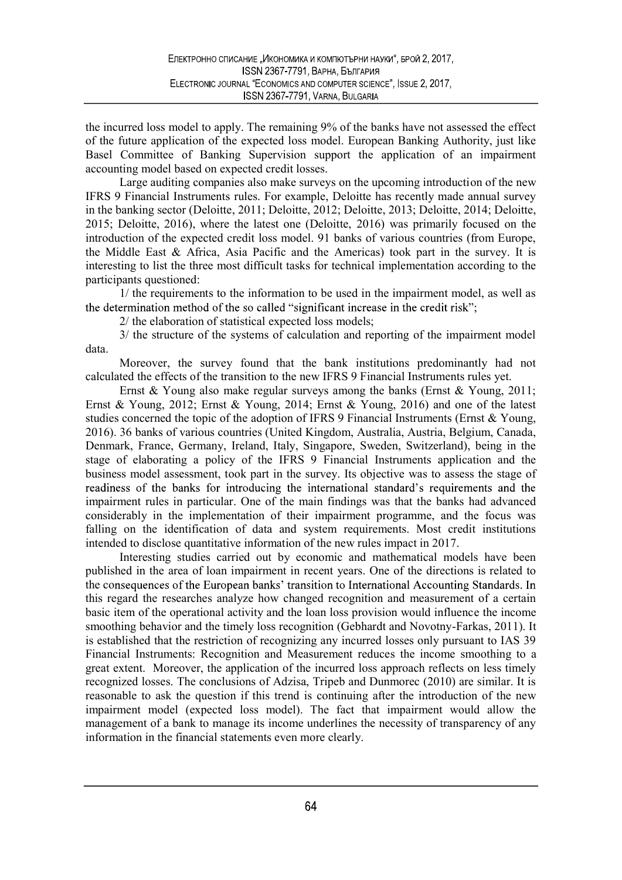the incurred loss model to apply. The remaining 9% of the banks have not assessed the effect of the future application of the expected loss model. European Banking Authority, just like Basel Committee of Banking Supervision support the application of an impairment accounting model based on expected credit losses.

Large auditing companies also make surveys on the upcoming introduction of the new IFRS 9 Financial Instruments rules. For example, Deloitte has recently made annual survey in the banking sector (Deloitte, 2011; Deloitte, 2012; Deloitte, 2013; Deloitte, 2014; Deloitte, 2015; Deloitte, 2016), where the latest one (Deloitte, 2016) was primarily focused on the introduction of the expected credit loss model. 91 banks of various countries (from Europe, the Middle East & Africa, Asia Pacific and the Americas) took part in the survey. It is interesting to list the three most difficult tasks for technical implementation according to the participants questioned:

1/ the requirements to the information to be used in the impairment model, as well as the determination method of the so called "significant increase in the credit risk";

2/ the elaboration of statistical expected loss models;

3/ the structure of the systems of calculation and reporting of the impairment model data.

Moreover, the survey found that the bank institutions predominantly had not calculated the effects of the transition to the new IFRS 9 Financial Instruments rules yet.

Ernst & Young also make regular surveys among the banks (Ernst & Young, 2011; Ernst & Young, 2012; Ernst & Young, 2014; Ernst & Young, 2016) and one of the latest studies concerned the topic of the adoption of IFRS 9 Financial Instruments (Ernst & Young, 2016). 36 banks of various countries (United Kingdom, Australia, Austria, Belgium, Canada, Denmark, France, Germany, Ireland, Italy, Singapore, Sweden, Switzerland), being in the stage of elaborating a policy of the IFRS 9 Financial Instruments application and the business model assessment, took part in the survey. Its objective was to assess the stage of readiness of the banks for introducing the international standard's requirements and the impairment rules in particular. One of the main findings was that the banks had advanced considerably in the implementation of their impairment programme, and the focus was falling on the identification of data and system requirements. Most credit institutions intended to disclose quantitative information of the new rules impact in 2017.

Interesting studies carried out by economic and mathematical models have been published in the area of loan impairment in recent years. One of the directions is related to the consequences of the European banks' transition to International Accounting Standards. In this regard the researches analyze how changed recognition and measurement of a certain basic item of the operational activity and the loan loss provision would influence the income smoothing behavior and the timely loss recognition (Gebhardt and Novotny-Farkas, 2011). It is established that the restriction of recognizing any incurred losses only pursuant to IAS 39 Financial Instruments: Recognition and Measurement reduces the income smoothing to a great extent. Moreover, the application of the incurred loss approach reflects on less timely recognized losses. The conclusions of Adzisa, Tripeb and Dunmorec (2010) are similar. It is reasonable to ask the question if this trend is continuing after the introduction of the new impairment model (expected loss model). The fact that impairment would allow the management of a bank to manage its income underlines the necessity of transparency of any information in the financial statements even more clearly.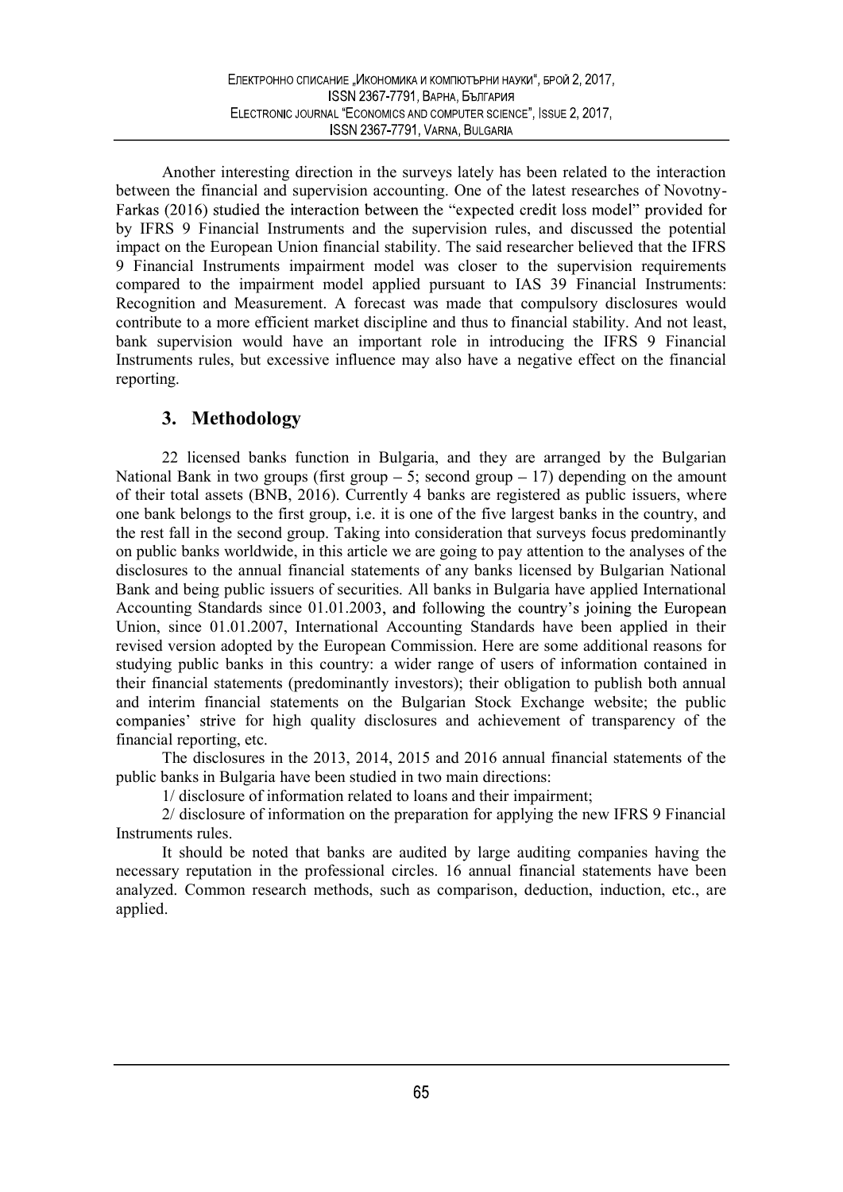Another interesting direction in the surveys lately has been related to the interaction between the financial and supervision accounting. One of the latest researches of Novotny-Farkas (2016) studied the interaction between the "expected credit loss model" provided for by IFRS 9 Financial Instruments and the supervision rules, and discussed the potential impact on the European Union financial stability. The said researcher believed that the IFRS 9 Financial Instruments impairment model was closer to the supervision requirements compared to the impairment model applied pursuant to IAS 39 Financial Instruments: Recognition and Measurement. A forecast was made that compulsory disclosures would contribute to a more efficient market discipline and thus to financial stability. And not least, bank supervision would have an important role in introducing the IFRS 9 Financial Instruments rules, but excessive influence may also have a negative effect on the financial reporting.

## 3. Methodology

22 licensed banks function in Bulgaria, and they are arranged by the Bulgarian National Bank in two groups (first group – 5; second group – 17) depending on the amount of their total assets (BNB, 2016). Currently 4 banks are registered as public issuers, where one bank belongs to the first group, i.e. it is one of the five largest banks in the country, and the rest fall in the second group. Taking into consideration that surveys focus predominantly on public banks worldwide, in this article we are going to pay attention to the analyses of the disclosures to the annual financial statements of any banks licensed by Bulgarian National Bank and being public issuers of securities. All banks in Bulgaria have applied International Accounting Standards since 01.01.2003, and following the country's joining the European Union, since 01.01.2007, International Accounting Standards have been applied in their revised version adopted by the European Commission. Here are some additional reasons for studying public banks in this country: a wider range of users of information contained in their financial statements (predominantly investors); their obligation to publish both annual and interim financial statements on the Bulgarian Stock Exchange website; the public companies' strive for high quality disclosures and achievement of transparency of the financial reporting, etc.

The disclosures in the 2013, 2014, 2015 and 2016 annual financial statements of the public banks in Bulgaria have been studied in two main directions:

1/ disclosure of information related to loans and their impairment;

2/ disclosure of information on the preparation for applying the new IFRS 9 Financial Instruments rules.

It should be noted that banks are audited by large auditing companies having the necessary reputation in the professional circles. 16 annual financial statements have been analyzed. Common research methods, such as comparison, deduction, induction, etc., are applied.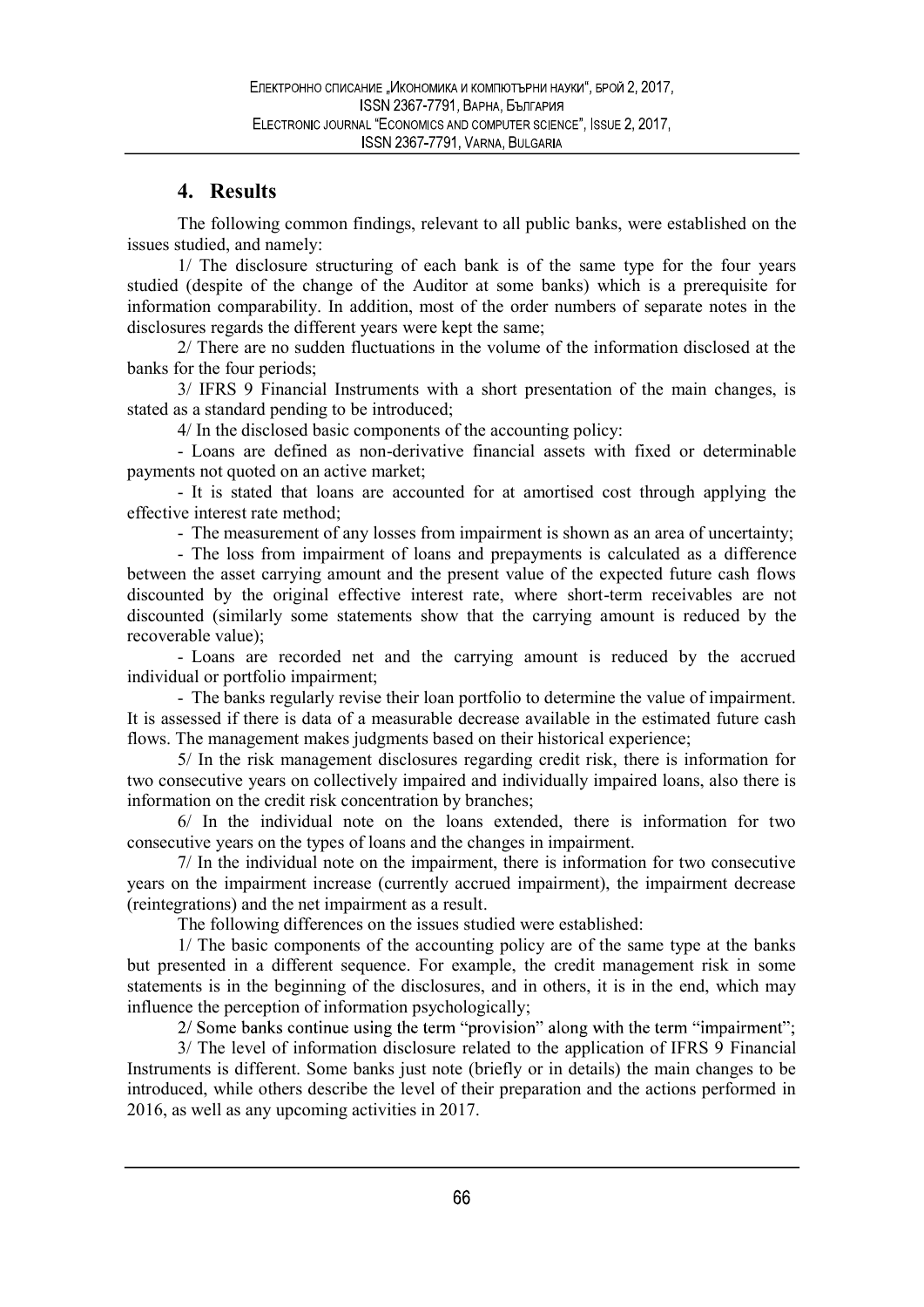## 4. Results

The following common findings, relevant to all public banks, were established on the issues studied, and namely:

1/ The disclosure structuring of each bank is of the same type for the four years studied (despite of the change of the Auditor at some banks) which is a prerequisite for information comparability. In addition, most of the order numbers of separate notes in the disclosures regards the different years were kept the same;

2/ There are no sudden fluctuations in the volume of the information disclosed at the banks for the four periods;

3/ IFRS 9 Financial Instruments with a short presentation of the main changes, is stated as a standard pending to be introduced;

4/ In the disclosed basic components of the accounting policy:

- Loans are defined as non-derivative financial assets with fixed or determinable payments not quoted on an active market;

- It is stated that loans are accounted for at amortised cost through applying the effective interest rate method;

- The measurement of any losses from impairment is shown as an area of uncertainty;

- The loss from impairment of loans and prepayments is calculated as a difference between the asset carrying amount and the present value of the expected future cash flows discounted by the original effective interest rate, where short-term receivables are not discounted (similarly some statements show that the carrying amount is reduced by the recoverable value);

- Loans are recorded net and the carrying amount is reduced by the accrued individual or portfolio impairment;

- The banks regularly revise their loan portfolio to determine the value of impairment. It is assessed if there is data of a measurable decrease available in the estimated future cash flows. The management makes judgments based on their historical experience;

5/ In the risk management disclosures regarding credit risk, there is information for two consecutive years on collectively impaired and individually impaired loans, also there is information on the credit risk concentration by branches;

6/ In the individual note on the loans extended, there is information for two consecutive years on the types of loans and the changes in impairment.

7/ In the individual note on the impairment, there is information for two consecutive years on the impairment increase (currently accrued impairment), the impairment decrease (reintegrations) and the net impairment as a result.

The following differences on the issues studied were established:

1/ The basic components of the accounting policy are of the same type at the banks but presented in a different sequence. For example, the credit management risk in some statements is in the beginning of the disclosures, and in others, it is in the end, which may influence the perception of information psychologically;

2/ Some banks continue using the term "provision" along with the term "impairment";

3/ The level of information disclosure related to the application of IFRS 9 Financial Instruments is different. Some banks just note (briefly or in details) the main changes to be introduced, while others describe the level of their preparation and the actions performed in 2016, as well as any upcoming activities in 2017.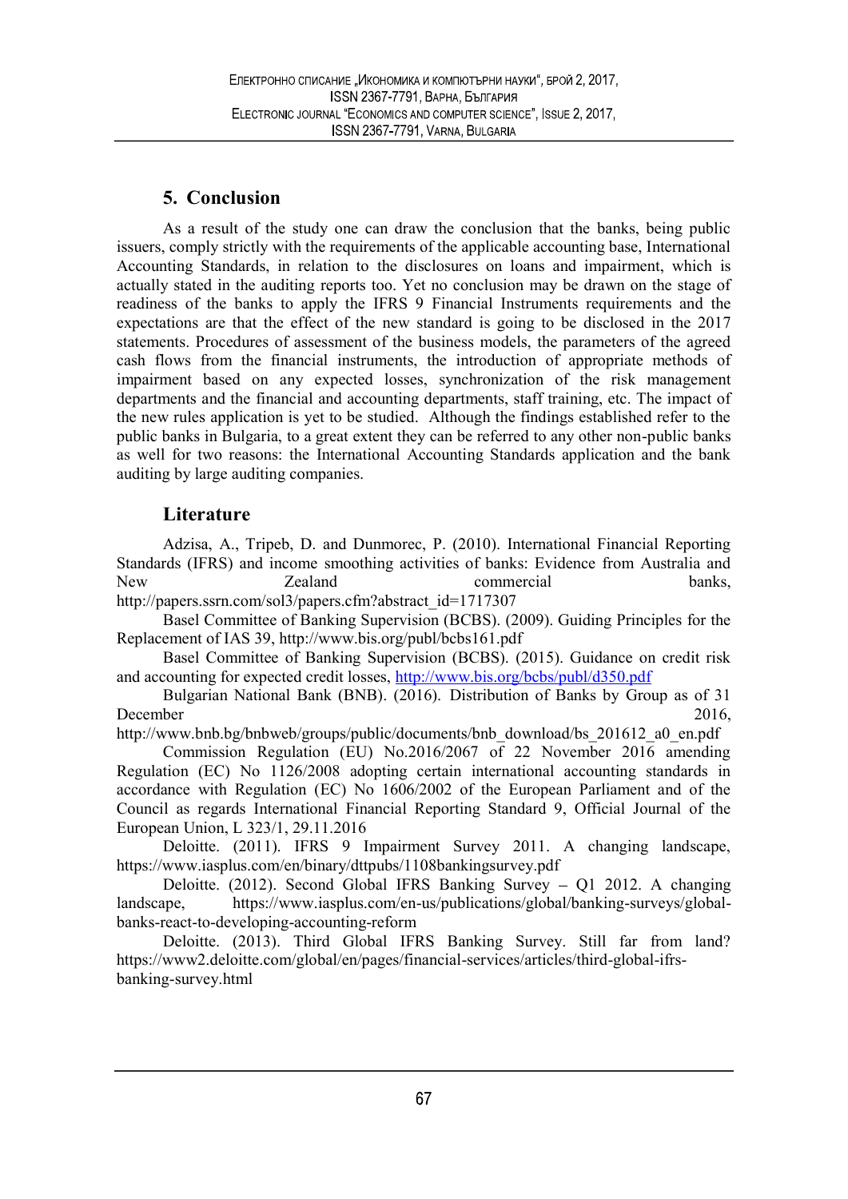## 5. Conclusion

As a result of the study one can draw the conclusion that the banks, being public issuers, comply strictly with the requirements of the applicable accounting base, International Accounting Standards, in relation to the disclosures on loans and impairment, which is actually stated in the auditing reports too. Yet no conclusion may be drawn on the stage of readiness of the banks to apply the IFRS 9 Financial Instruments requirements and the expectations are that the effect of the new standard is going to be disclosed in the 2017 statements. Procedures of assessment of the business models, the parameters of the agreed cash flows from the financial instruments, the introduction of appropriate methods of impairment based on any expected losses, synchronization of the risk management departments and the financial and accounting departments, staff training, etc. The impact of the new rules application is yet to be studied. Although the findings established refer to the public banks in Bulgaria, to a great extent they can be referred to any other non-public banks as well for two reasons: the International Accounting Standards application and the bank auditing by large auditing companies.

## Literature

Adzisa, A., Tripeb, D. and Dunmorec, P. (2010). International Financial Reporting Standards (IFRS) and income smoothing activities of banks: Evidence from Australia and New Zealand commercial banks, http://papers.ssrn.com/sol3/papers.cfm?abstract_id=1717307

Basel Committee of Banking Supervision (BCBS). (2009). Guiding Principles for the Replacement of IAS 39, http://www.bis.org/publ/bcbs161.pdf

Basel Committee of Banking Supervision (BCBS). (2015). Guidance on credit risk and accounting for expected credit losses, http://www.bis.org/bcbs/publ/d350.pdf

Bulgarian National Bank (BNB). (2016). Distribution of Banks by Group as of 31 December 2016, http://www.bnb.bg/bnbweb/groups/public/documents/bnb_download/bs_201612_a0_en.pdf

Commission Regulation (EU) No.2016/2067 of 22 November 2016 amending Regulation (EC) No 1126/2008 adopting certain international accounting standards in accordance with Regulation (EC) No 1606/2002 of the European Parliament and of the Council as regards International Financial Reporting Standard 9, Official Journal of the European Union, L 323/1, 29.11.2016

Deloitte. (2011). IFRS 9 Impairment Survey 2011. A changing landscape, https://www.iasplus.com/en/binary/dttpubs/1108bankingsurvey.pdf

Deloitte. (2012). Second Global IFRS Banking Survey – Q1 2012. A changing landscape, https://www.iasplus.com/en-us/publications/global/banking-surveys/global-banks-react-to-developing-accounting-reform

Deloitte. (2013). Third Global IFRS Banking Survey. Still far from land? https://www2.deloitte.com/global/en/pages/financial-services/articles/third-global-ifrs-banking-survey.html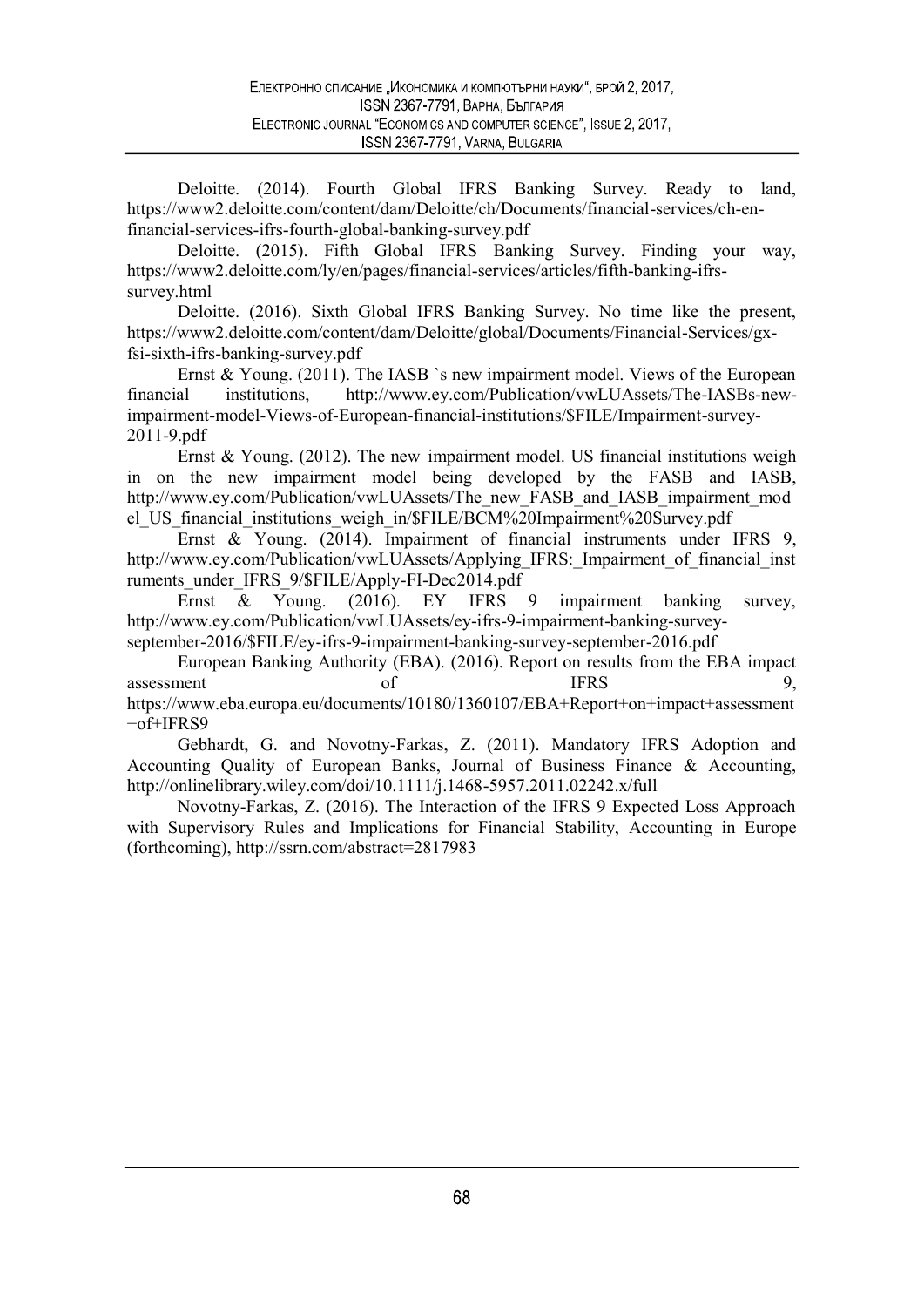Deloitte. (2014). Fourth Global IFRS Banking Survey. Ready to land, https://www2.deloitte.com/content/dam/Deloitte/ch/Documents/financial-services/ch-en-financial-services-ifrs-fourth-global-banking-survey.pdf

Deloitte. (2015). Fifth Global IFRS Banking Survey. Finding your way, https://www2.deloitte.com/ly/en/pages/financial-services/articles/fifth-banking-ifrs-survey.html

Deloitte. (2016). Sixth Global IFRS Banking Survey. No time like the present, https://www2.deloitte.com/content/dam/Deloitte/global/Documents/Financial-Services/gx-fsi-sixth-ifrs-banking-survey.pdf

Ernst & Young. (2011). The IASB `s new impairment model. Views of the European financial institutions, http://www.ey.com/Publication/vwLUAssets/The-IASBs-new-impairment-model-Views-of-European-financial-institutions/$FILE/Impairment-survey-2011-9.pdf

Ernst & Young. (2012). The new impairment model. US financial institutions weigh in on the new impairment model being developed by the FASB and IASB, http://www.ey.com/Publication/vwLUAssets/The_new_FASB_and_IASB_impairment_model_US_financial_institutions_weigh_in/$FILE/BCM%20Impairment%20Survey.pdf

Ernst & Young. (2014). Impairment of financial instruments under IFRS 9, http://www.ey.com/Publication/vwLUAssets/Applying_IFRS:_Impairment_of_financial_instruments_under_IFRS_9/$FILE/Apply-FI-Dec2014.pdf

Ernst & Young. (2016). EY IFRS 9 impairment banking survey, http://www.ey.com/Publication/vwLUAssets/ey-ifrs-9-impairment-banking-survey-september-2016/$FILE/ey-ifrs-9-impairment-banking-survey-september-2016.pdf

European Banking Authority (EBA). (2016). Report on results from the EBA impact assessment of IFRS 9, https://www.eba.europa.eu/documents/10180/1360107/EBA+Report+on+impact+assessment+of+IFRS9

Gebhardt, G. and Novotny-Farkas, Z. (2011). Mandatory IFRS Adoption and Accounting Quality of European Banks, Journal of Business Finance & Accounting, http://onlinelibrary.wiley.com/doi/10.1111/j.1468-5957.2011.02242.x/full

Novotny-Farkas, Z. (2016). The Interaction of the IFRS 9 Expected Loss Approach with Supervisory Rules and Implications for Financial Stability, Accounting in Europe (forthcoming), http://ssrn.com/abstract=2817983